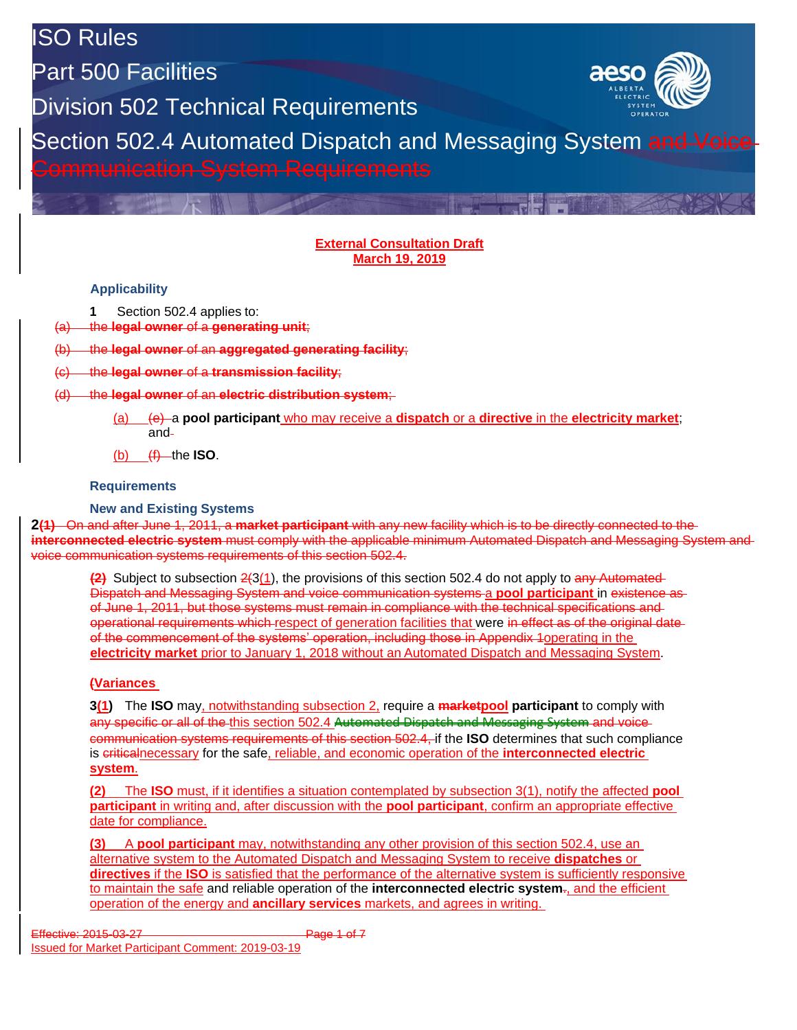# ISO Rules

## Part 500 Facilities

## Division 502 Technical Requirements

## Section 502.4 Automated Dispatch and Messaging System ~~and Voice Communication System Requirements~~

**External Consultation Draft**
**March 19, 2019**

### Applicability

**1** Section 502.4 applies to:

~~(a) the **legal owner** of a **generating unit**;~~

~~(b) the **legal owner** of an **aggregated generating facility**;~~

~~(c) the **legal owner** of a **transmission facility**;~~

~~(d) the **legal owner** of an **electric distribution system**;~~

(a) ~~(e)~~ a **pool participant** who may receive a **dispatch** or a **directive** in the **electricity market**; and

(b) ~~(f)~~ the **ISO**.

### Requirements

### New and Existing Systems

**2**~~(1) On and after June 1, 2011, a **market participant** with any new facility which is to be directly connected to the **interconnected electric system** must comply with the applicable minimum Automated Dispatch and Messaging System and voice communication systems requirements of this section 502.4.~~

~~(2)~~ Subject to subsection ~~2~~(3(1), the provisions of this section 502.4 do not apply to ~~any Automated Dispatch and Messaging System and voice communication systems~~ a **pool participant** in ~~existence as of June 1, 2011, but those systems must remain in compliance with the technical specifications and operational requirements which~~ respect of generation facilities that were ~~in effect as of the original date of the commencement of the systems' operation, including those in Appendix 1~~operating in the **electricity market** prior to January 1, 2018 without an Automated Dispatch and Messaging System.

### ~~(~~Variances

**3**(1) The **ISO** may, notwithstanding subsection 2, require a ~~**market**~~**pool participant** to comply with ~~any specific or all of the~~ this section 502.4 ~~Automated Dispatch and Messaging System and voice communication systems requirements of this section 502.4,~~ if the **ISO** determines that such compliance is ~~critical~~necessary for the safe, reliable, and economic operation of the **interconnected electric system**.

(2) The **ISO** must, if it identifies a situation contemplated by subsection 3(1), notify the affected **pool participant** in writing and, after discussion with the **pool participant**, confirm an appropriate effective date for compliance.

(3) A **pool participant** may, notwithstanding any other provision of this section 502.4, use an alternative system to the Automated Dispatch and Messaging System to receive **dispatches** or **directives** if the **ISO** is satisfied that the performance of the alternative system is sufficiently responsive to maintain the safe and reliable operation of the **interconnected electric system**~~.~~, and the efficient operation of the energy and **ancillary services** markets, and agrees in writing.

~~Effective: 2015-03-27~~
Issued for Market Participant Comment: 2019-03-19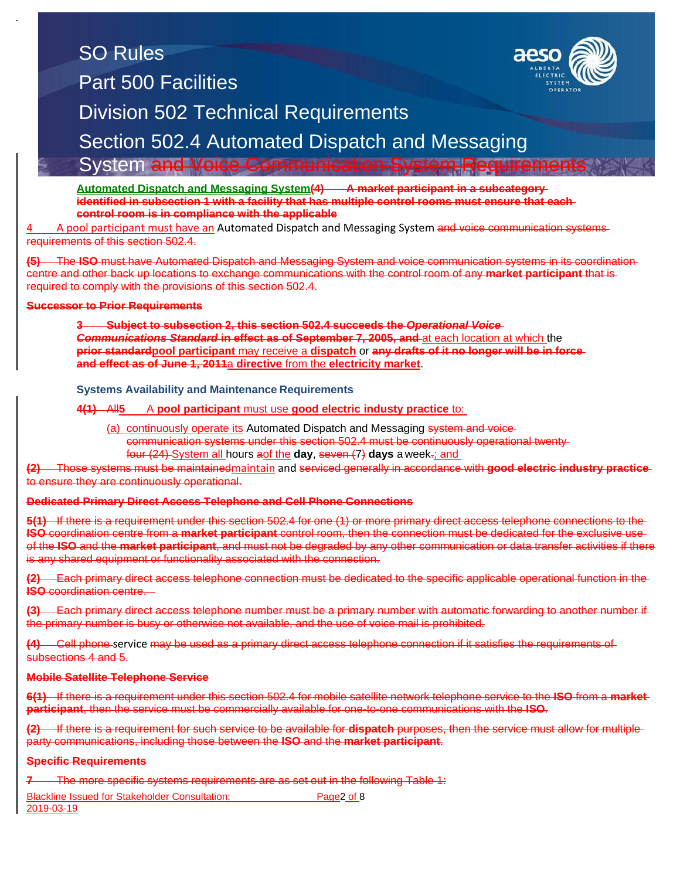# SO Rules
## Part 500 Facilities
## Division 502 Technical Requirements
## Section 502.4 Automated Dispatch and Messaging System ~~and Voice Communication System Requirements~~

**Automated Dispatch and Messaging System** ~~**(4) A market participant in a subcategory identified in subsection 1 with a facility that has multiple control rooms must ensure that each control room is in compliance with the applicable**~~

4 A pool participant must have an Automated Dispatch and Messaging System ~~and voice communication systems requirements of this section 502.4.~~

~~**(5)** The **ISO** must have Automated Dispatch and Messaging System and voice communication systems in its coordination centre and other back up locations to exchange communications with the control room of any **market participant** that is required to comply with the provisions of this section 502.4.~~

~~**Successor to Prior Requirements**~~

~~**3 Subject to subsection 2, this section 502.4 succeeds the *Operational Voice Communications Standard* in effect as of September 7, 2005, and**~~ at each location at which the ~~**prior standard**~~**pool participant** may receive a **dispatch** or ~~**any drafts of it no longer will be in force and effect as of June 1, 2011**~~a **directive** from the **electricity market**.

### Systems Availability and Maintenance Requirements

~~**4(1)** All~~**5** A **pool participant** must use **good electric industy practice** to:

(a) continuously operate its Automated Dispatch and Messaging ~~system and voice communication systems under this section 502.4 must be continuously operational twenty four (24)~~ System all hours ~~a~~of the **day**, ~~seven (7)~~ **days** a week~~.~~; and

~~**(2)** Those systems must be maintained~~maintain and ~~serviced generally in accordance with **good electric industry practice** to ensure they are continuously operational.~~

~~**Dedicated Primary Direct Access Telephone and Cell Phone Connections**~~

~~**5(1)** If there is a requirement under this section 502.4 for one (1) or more primary direct access telephone connections to the **ISO** coordination centre from a **market participant** control room, then the connection must be dedicated for the exclusive use of the **ISO** and the **market participant**, and must not be degraded by any other communication or data transfer activities if there is any shared equipment or functionality associated with the connection.~~

~~**(2)** Each primary direct access telephone connection must be dedicated to the specific applicable operational function in the **ISO** coordination centre.~~

~~**(3)** Each primary direct access telephone number must be a primary number with automatic forwarding to another number if the primary number is busy or otherwise not available, and the use of voice mail is prohibited.~~

~~**(4)** Cell phone~~ service ~~may be used as a primary direct access telephone connection if it satisfies the requirements of subsections 4 and 5.~~

~~**Mobile Satellite Telephone Service**~~

~~**6(1)** If there is a requirement under this section 502.4 for mobile satellite network telephone service to the **ISO** from a **market participant**, then the service must be commercially available for one-to-one communications with the **ISO**.~~

~~**(2)** If there is a requirement for such service to be available for **dispatch** purposes, then the service must allow for multiple party communications, including those between the **ISO** and the **market participant**.~~

~~**Specific Requirements**~~

~~**7** The more specific systems requirements are as set out in the following Table 1:~~

Blackline Issued for Stakeholder Consultation: 2019-03-19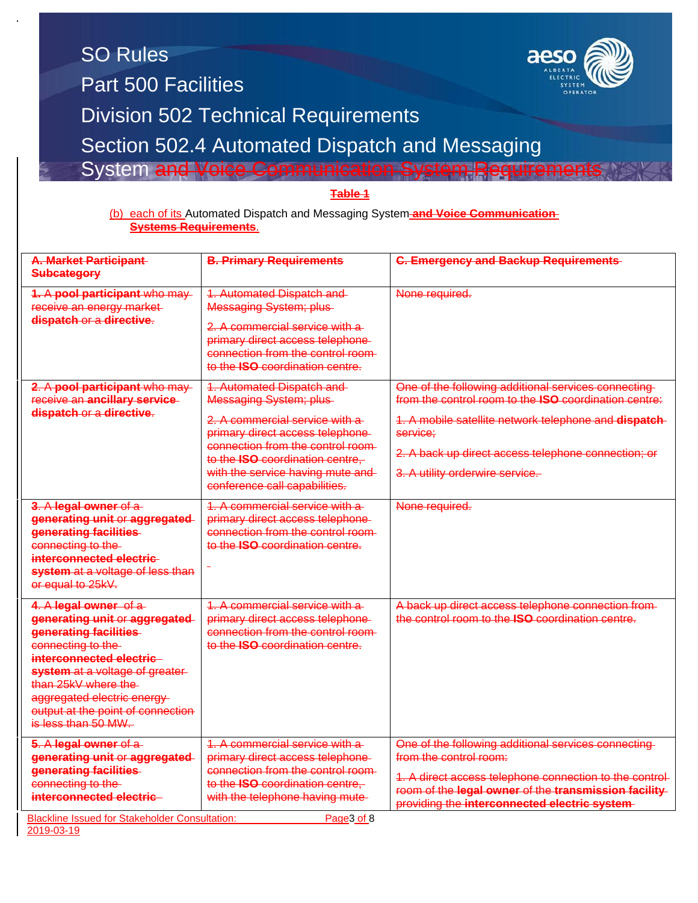**Table 1**

(b) each of its Automated Dispatch and Messaging System and Voice Communication Systems Requirements.

| A. Market Participant Subcategory | B. Primary Requirements | C. Emergency and Backup Requirements |
| --- | --- | --- |
| 1. A **pool participant** who may receive an energy market **dispatch** or a **directive**. | 1. Automated Dispatch and Messaging System; plus<br><br>2. A commercial service with a primary direct access telephone connection from the control room to the **ISO** coordination centre. | None required. |
| 2. A **pool participant** who may receive an **ancillary service dispatch** or a **directive**. | 1. Automated Dispatch and Messaging System; plus<br><br>2. A commercial service with a primary direct access telephone connection from the control room to the **ISO** coordination centre, with the service having mute and conference call capabilities. | One of the following additional services connecting from the control room to the **ISO** coordination centre:<br><br>1. A mobile satellite network telephone and **dispatch** service;<br><br>2. A back up direct access telephone connection; or<br><br>3. A utility orderwire service. |
| 3. A **legal owner** of a **generating unit** or **aggregated generating facilities** connecting to the **interconnected electric system** at a voltage of less than or equal to 25kV. | 1. A commercial service with a primary direct access telephone connection from the control room to the **ISO** coordination centre. | None required. |
| 4. A **legal owner** of a **generating unit** or **aggregated generating facilities** connecting to the **interconnected electric system** at a voltage of greater than 25kV where the aggregated electric energy output at the point of connection is less than 50 MW. | 1. A commercial service with a primary direct access telephone connection from the control room to the **ISO** coordination centre. | A back up direct access telephone connection from the control room to the **ISO** coordination centre. |
| 5. A **legal owner** of a **generating unit** or **aggregated generating facilities** connecting to the **interconnected electric** | 1. A commercial service with a primary direct access telephone connection from the control room to the **ISO** coordination centre, with the telephone having mute | One of the following additional services connecting from the control room:<br><br>1. A direct access telephone connection to the control room of the **legal owner** of the **transmission facility** providing the **interconnected electric system** |

Blackline Issued for Stakeholder Consultation: 2019-03-19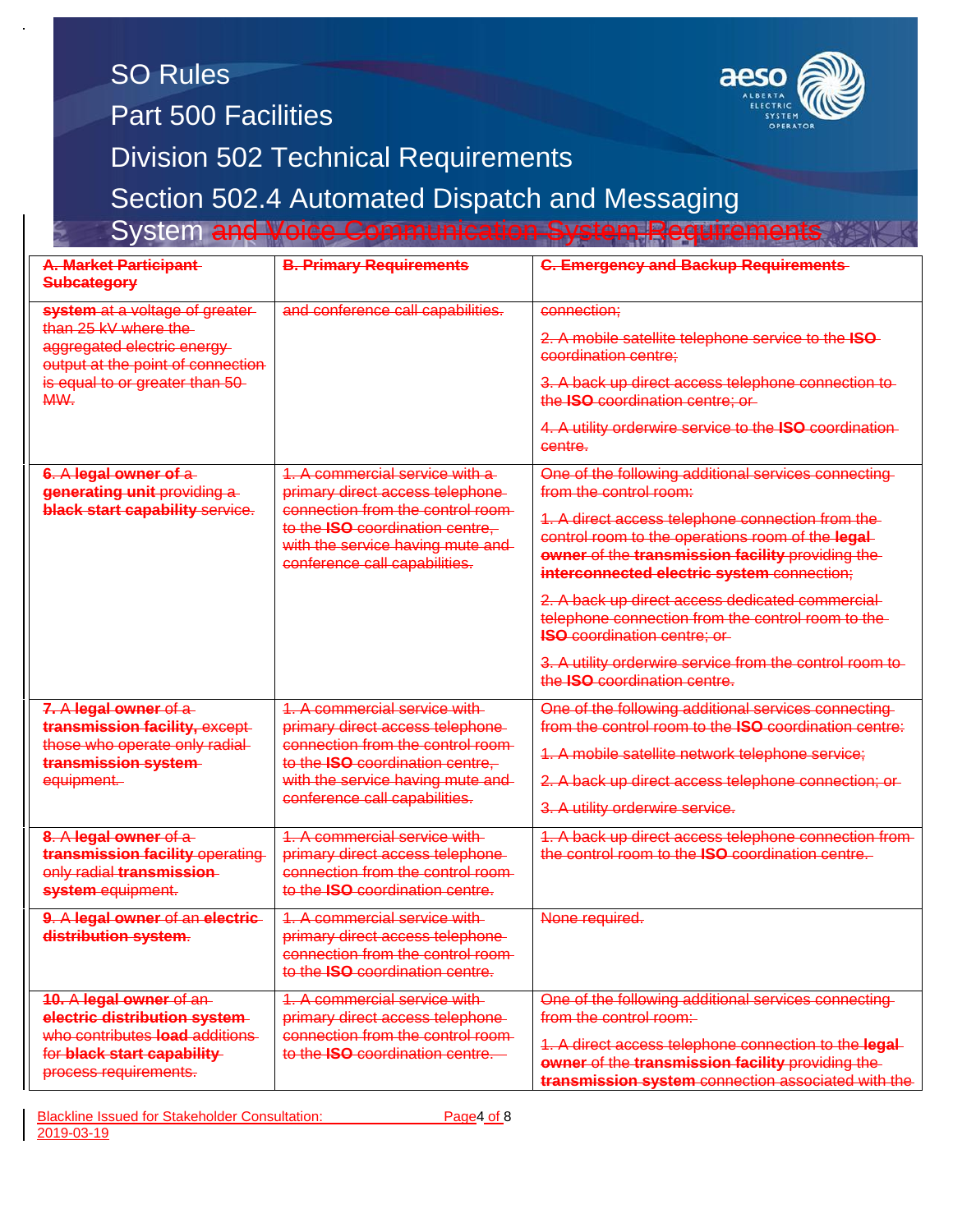| A. Market Participant Subcategory | B. Primary Requirements | C. Emergency and Backup Requirements |
|---|---|---|
| **system** at a voltage of greater than 25 kV where the aggregated electric energy output at the point of connection is equal to or greater than 50 MW. | and conference call capabilities. | connection;<br><br>2. A mobile satellite telephone service to the **ISO** coordination centre;<br><br>3. A back up direct access telephone connection to the **ISO** coordination centre; or<br><br>4. A utility orderwire service to the **ISO** coordination centre. |
| 6. A **legal owner of** a **generating unit** providing a **black start capability** service. | 1. A commercial service with a primary direct access telephone connection from the control room to the **ISO** coordination centre, with the service having mute and conference call capabilities. | One of the following additional services connecting from the control room:<br><br>1. A direct access telephone connection from the control room to the operations room of the **legal owner** of the **transmission facility** providing the **interconnected electric system** connection;<br><br>2. A back up direct access dedicated commercial telephone connection from the control room to the **ISO** coordination centre; or<br><br>3. A utility orderwire service from the control room to the **ISO** coordination centre. |
| 7. A **legal owner** of a **transmission facility,** except those who operate only radial **transmission system** equipment. | 1. A commercial service with primary direct access telephone connection from the control room to the **ISO** coordination centre, with the service having mute and conference call capabilities. | One of the following additional services connecting from the control room to the **ISO** coordination centre:<br><br>1. A mobile satellite network telephone service;<br><br>2. A back up direct access telephone connection; or<br><br>3. A utility orderwire service. |
| 8. A **legal owner** of a **transmission facility** operating only radial **transmission system** equipment. | 1. A commercial service with primary direct access telephone connection from the control room to the **ISO** coordination centre. | 1. A back up direct access telephone connection from the control room to the **ISO** coordination centre. |
| 9. A **legal owner** of an **electric distribution system**. | 1. A commercial service with primary direct access telephone connection from the control room to the **ISO** coordination centre. | None required. |
| 10. A **legal owner** of an **electric distribution system** who contributes **load** additions for **black start capability** process requirements. | 1. A commercial service with primary direct access telephone connection from the control room to the **ISO** coordination centre. | One of the following additional services connecting from the control room:<br><br>1. A direct access telephone connection to the **legal owner** of the **transmission facility** providing the **transmission system** connection associated with the |

Blackline Issued for Stakeholder Consultation: 2019-03-19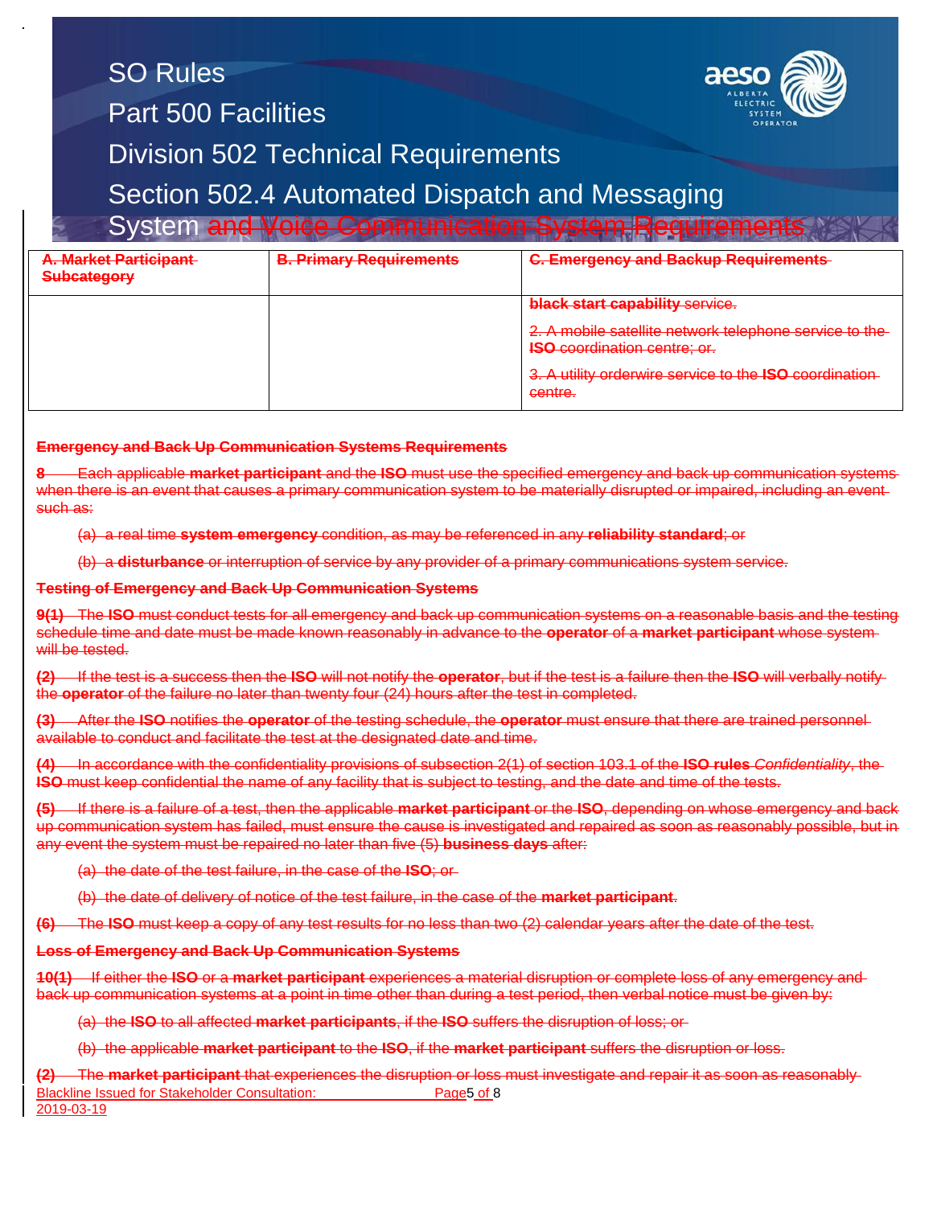| A. Market Participant Subcategory | B. Primary Requirements | C. Emergency and Backup Requirements |
|---|---|---|
| | | **black start capability** service.<br><br>2. A mobile satellite network telephone service to the **ISO** coordination centre; or.<br><br>3. A utility orderwire service to the **ISO** coordination centre. |

**Emergency and Back Up Communication Systems Requirements**

**8** Each applicable **market participant** and the **ISO** must use the specified emergency and back up communication systems when there is an event that causes a primary communication system to be materially disrupted or impaired, including an event such as:

(a) a real time **system emergency** condition, as may be referenced in any **reliability standard**; or

(b) a **disturbance** or interruption of service by any provider of a primary communications system service.

**Testing of Emergency and Back Up Communication Systems**

**9(1)** The **ISO** must conduct tests for all emergency and back up communication systems on a reasonable basis and the testing schedule time and date must be made known reasonably in advance to the **operator** of a **market participant** whose system will be tested.

**(2)** If the test is a success then the **ISO** will not notify the **operator**, but if the test is a failure then the **ISO** will verbally notify the **operator** of the failure no later than twenty four (24) hours after the test in completed.

**(3)** After the **ISO** notifies the **operator** of the testing schedule, the **operator** must ensure that there are trained personnel available to conduct and facilitate the test at the designated date and time.

**(4)** In accordance with the confidentiality provisions of subsection 2(1) of section 103.1 of the **ISO rules** *Confidentiality*, the **ISO** must keep confidential the name of any facility that is subject to testing, and the date and time of the tests.

**(5)** If there is a failure of a test, then the applicable **market participant** or the **ISO**, depending on whose emergency and back up communication system has failed, must ensure the cause is investigated and repaired as soon as reasonably possible, but in any event the system must be repaired no later than five (5) **business days** after:

(a) the date of the test failure, in the case of the **ISO**; or

(b) the date of delivery of notice of the test failure, in the case of the **market participant**.

**(6)** The **ISO** must keep a copy of any test results for no less than two (2) calendar years after the date of the test.

**Loss of Emergency and Back Up Communication Systems**

**10(1)** If either the **ISO** or a **market participant** experiences a material disruption or complete loss of any emergency and back up communication systems at a point in time other than during a test period, then verbal notice must be given by:

(a) the **ISO** to all affected **market participants**, if the **ISO** suffers the disruption of loss; or

(b) the applicable **market participant** to the **ISO**, if the **market participant** suffers the disruption or loss.

**(2)** The **market participant** that experiences the disruption or loss must investigate and repair it as soon as reasonably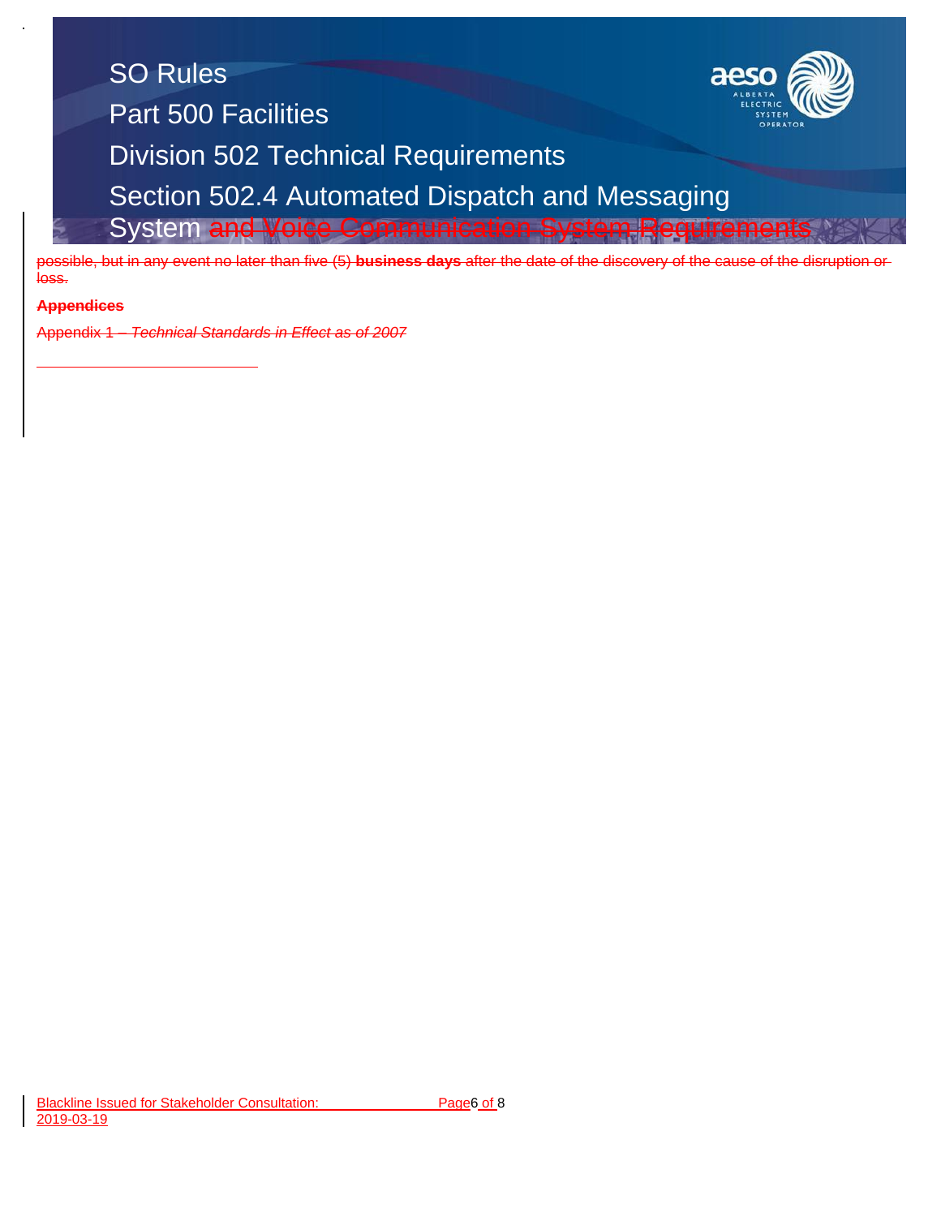possible, but in any event no later than five (5) **business days** after the date of the discovery of the cause of the disruption or loss.

**Appendices**

Appendix 1 – *Technical Standards in Effect as of 2007*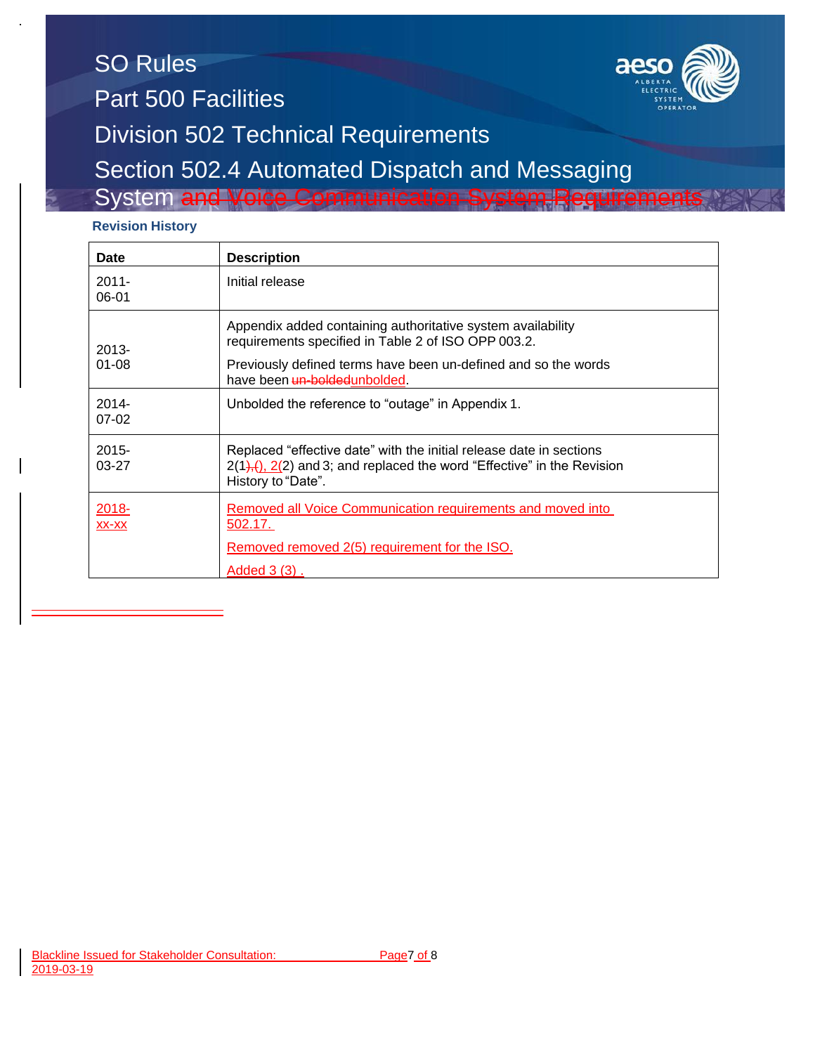SO Rules

Part 500 Facilities

Division 502 Technical Requirements

Section 502.4 Automated Dispatch and Messaging System ~~and Voice Communication System Requirements~~

**Revision History**

| Date | Description |
|---|---|
| 2011-06-01 | Initial release |
| 2013-01-08 | Appendix added containing authoritative system availability requirements specified in Table 2 of ISO OPP 003.2.<br>Previously defined terms have been un-defined and so the words have been ~~un-bolded~~unbolded. |
| 2014-07-02 | Unbolded the reference to "outage" in Appendix 1. |
| 2015-03-27 | Replaced "effective date" with the initial release date in sections 2(1~~),~~(), 2(2) and 3; and replaced the word "Effective" in the Revision History to "Date". |
| 2018-xx-xx | Removed all Voice Communication requirements and moved into 502.17.<br>Removed removed 2(5) requirement for the ISO.<br>Added 3 (3) . |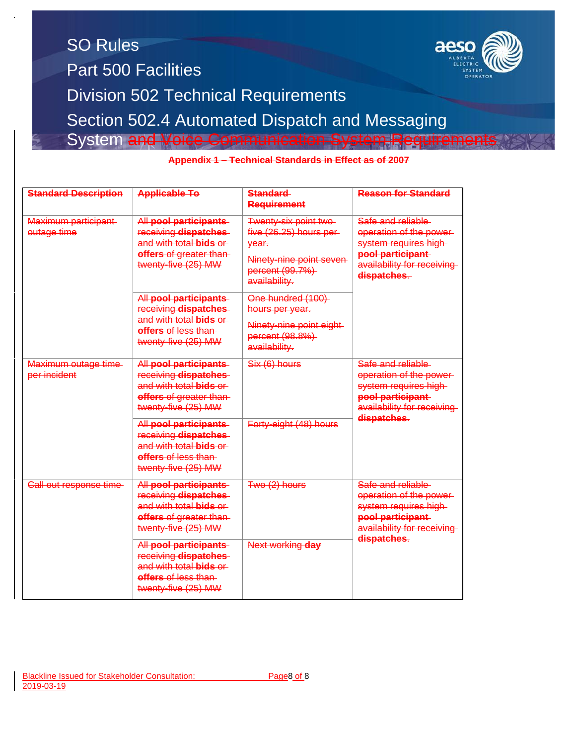# Appendix 1 – Technical Standards in Effect as of 2007

| Standard Description | Applicable To | Standard Requirement | Reason for Standard |
|---|---|---|---|
| Maximum participant outage time | All **pool participants** receiving **dispatches** and with total **bids** or **offers** of greater than twenty-five (25) MW | Twenty-six point two-five (26.25) hours per year. Ninety-nine point seven percent (99.7%) availability. | Safe and reliable operation of the power system requires high **pool participant** availability for receiving **dispatches**. |
| | All **pool participants** receiving **dispatches** and with total **bids** or **offers** of less than twenty-five (25) MW | One hundred (100) hours per year. Ninety-nine point eight percent (98.8%) availability. | |
| Maximum outage time per incident | All **pool participants** receiving **dispatches** and with total **bids** or **offers** of greater than twenty-five (25) MW | Six (6) hours | Safe and reliable operation of the power system requires high **pool participant** availability for receiving **dispatches**. |
| | All **pool participants** receiving **dispatches** and with total **bids** or **offers** of less than twenty-five (25) MW | Forty-eight (48) hours | |
| Call out response time | All **pool participants** receiving **dispatches** and with total **bids** or **offers** of greater than twenty-five (25) MW | Two (2) hours | Safe and reliable operation of the power system requires high **pool participant** availability for receiving **dispatches**. |
| | All **pool participants** receiving **dispatches** and with total **bids** or **offers** of less than twenty-five (25) MW | Next working **day** | |